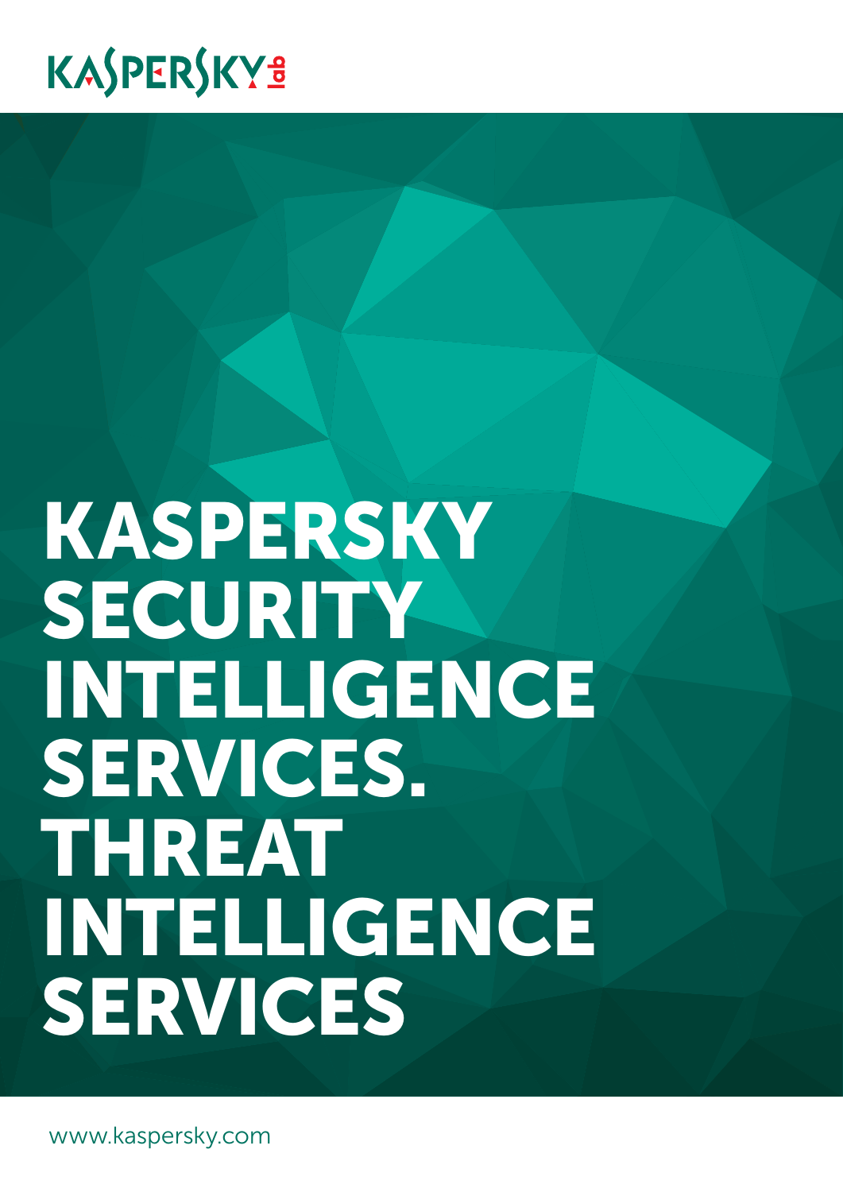KASPERSKY lab

# KASPERSKY SECURITY INTELLIGENCE SERVICES. THREAT INTELLIGENCE SERVICES

www.kaspersky.com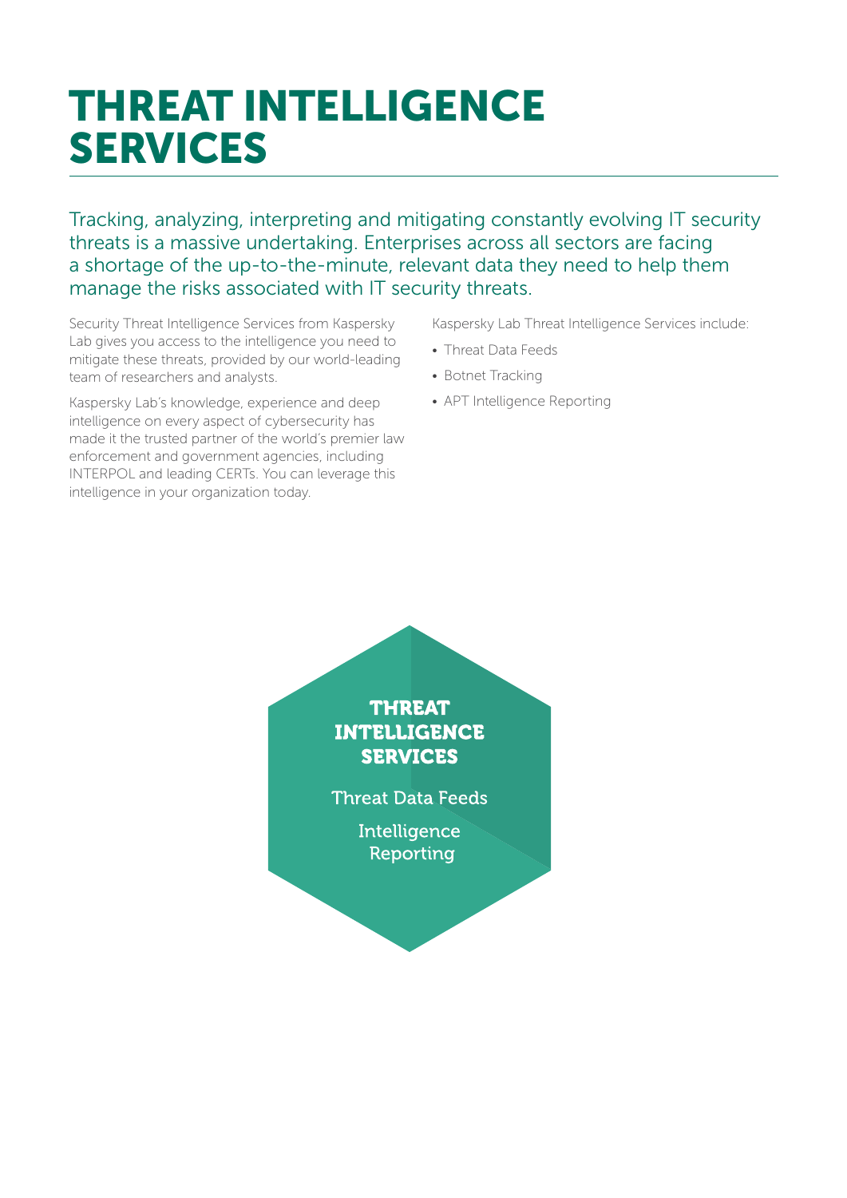# THREAT INTELLIGENCE SERVICES

Tracking, analyzing, interpreting and mitigating constantly evolving IT security threats is a massive undertaking. Enterprises across all sectors are facing a shortage of the up-to-the-minute, relevant data they need to help them manage the risks associated with IT security threats.

Security Threat Intelligence Services from Kaspersky Lab gives you access to the intelligence you need to mitigate these threats, provided by our world-leading team of researchers and analysts.

Kaspersky Lab's knowledge, experience and deep intelligence on every aspect of cybersecurity has made it the trusted partner of the world's premier law enforcement and government agencies, including INTERPOL and leading CERTs. You can leverage this intelligence in your organization today.

Kaspersky Lab Threat Intelligence Services include:

- Threat Data Feeds
- Botnet Tracking
- APT Intelligence Reporting

**THREAT INTELLIGENCE SERVICES**

Threat Data Feeds

Intelligence Reporting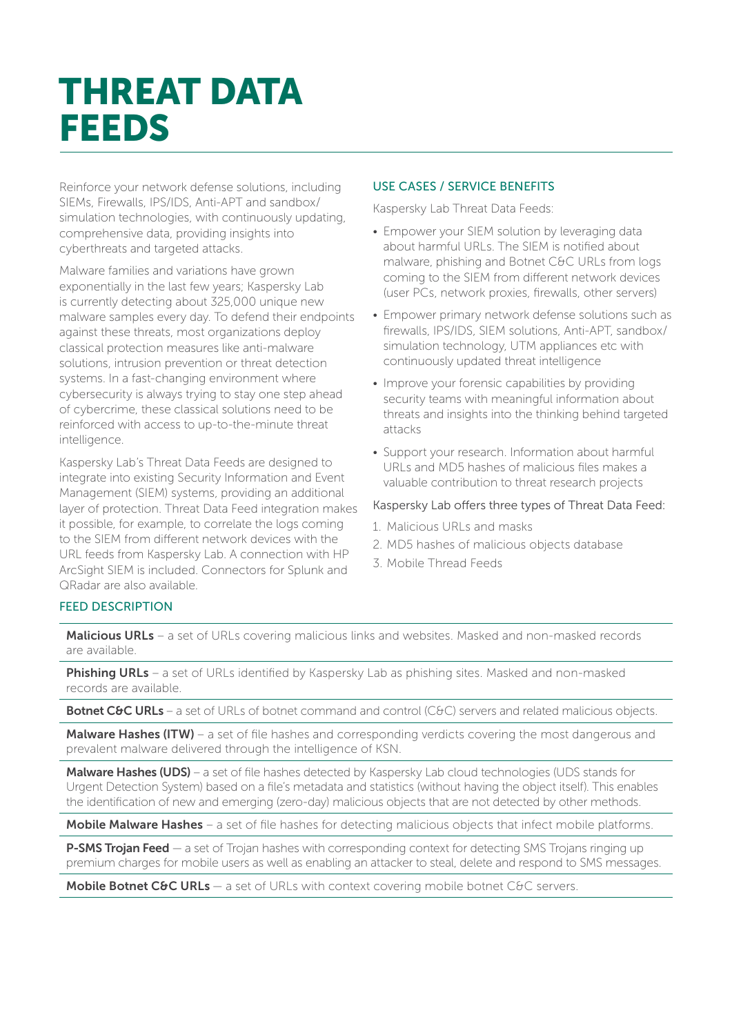# THREAT DATA FEEDS

Reinforce your network defense solutions, including SIEMs, Firewalls, IPS/IDS, Anti-APT and sandbox/ simulation technologies, with continuously updating, comprehensive data, providing insights into cyberthreats and targeted attacks.

Malware families and variations have grown exponentially in the last few years; Kaspersky Lab is currently detecting about 325,000 unique new malware samples every day. To defend their endpoints against these threats, most organizations deploy classical protection measures like anti-malware solutions, intrusion prevention or threat detection systems. In a fast-changing environment where cybersecurity is always trying to stay one step ahead of cybercrime, these classical solutions need to be reinforced with access to up-to-the-minute threat intelligence.

Kaspersky Lab's Threat Data Feeds are designed to integrate into existing Security Information and Event Management (SIEM) systems, providing an additional layer of protection. Threat Data Feed integration makes it possible, for example, to correlate the logs coming to the SIEM from different network devices with the URL feeds from Kaspersky Lab. A connection with HP ArcSight SIEM is included. Connectors for Splunk and QRadar are also available.

## USE CASES / SERVICE BENEFITS

Kaspersky Lab Threat Data Feeds:

- Empower your SIEM solution by leveraging data about harmful URLs. The SIEM is notified about malware, phishing and Botnet C&C URLs from logs coming to the SIEM from different network devices (user PCs, network proxies, firewalls, other servers)
- Empower primary network defense solutions such as firewalls, IPS/IDS, SIEM solutions, Anti-APT, sandbox/ simulation technology, UTM appliances etc with continuously updated threat intelligence
- Improve your forensic capabilities by providing security teams with meaningful information about threats and insights into the thinking behind targeted attacks
- Support your research. Information about harmful URLs and MD5 hashes of malicious files makes a valuable contribution to threat research projects

Kaspersky Lab offers three types of Threat Data Feed:

1. Malicious URLs and masks
2. MD5 hashes of malicious objects database
3. Mobile Thread Feeds

## FEED DESCRIPTION

**Malicious URLs** – a set of URLs covering malicious links and websites. Masked and non-masked records are available.

**Phishing URLs** – a set of URLs identified by Kaspersky Lab as phishing sites. Masked and non-masked records are available.

**Botnet C&C URLs** – a set of URLs of botnet command and control (C&C) servers and related malicious objects.

**Malware Hashes (ITW)** – a set of file hashes and corresponding verdicts covering the most dangerous and prevalent malware delivered through the intelligence of KSN.

**Malware Hashes (UDS)** – a set of file hashes detected by Kaspersky Lab cloud technologies (UDS stands for Urgent Detection System) based on a file's metadata and statistics (without having the object itself). This enables the identification of new and emerging (zero-day) malicious objects that are not detected by other methods.

**Mobile Malware Hashes** – a set of file hashes for detecting malicious objects that infect mobile platforms.

**P-SMS Trojan Feed** – a set of Trojan hashes with corresponding context for detecting SMS Trojans ringing up premium charges for mobile users as well as enabling an attacker to steal, delete and respond to SMS messages.

**Mobile Botnet C&C URLs** – a set of URLs with context covering mobile botnet C&C servers.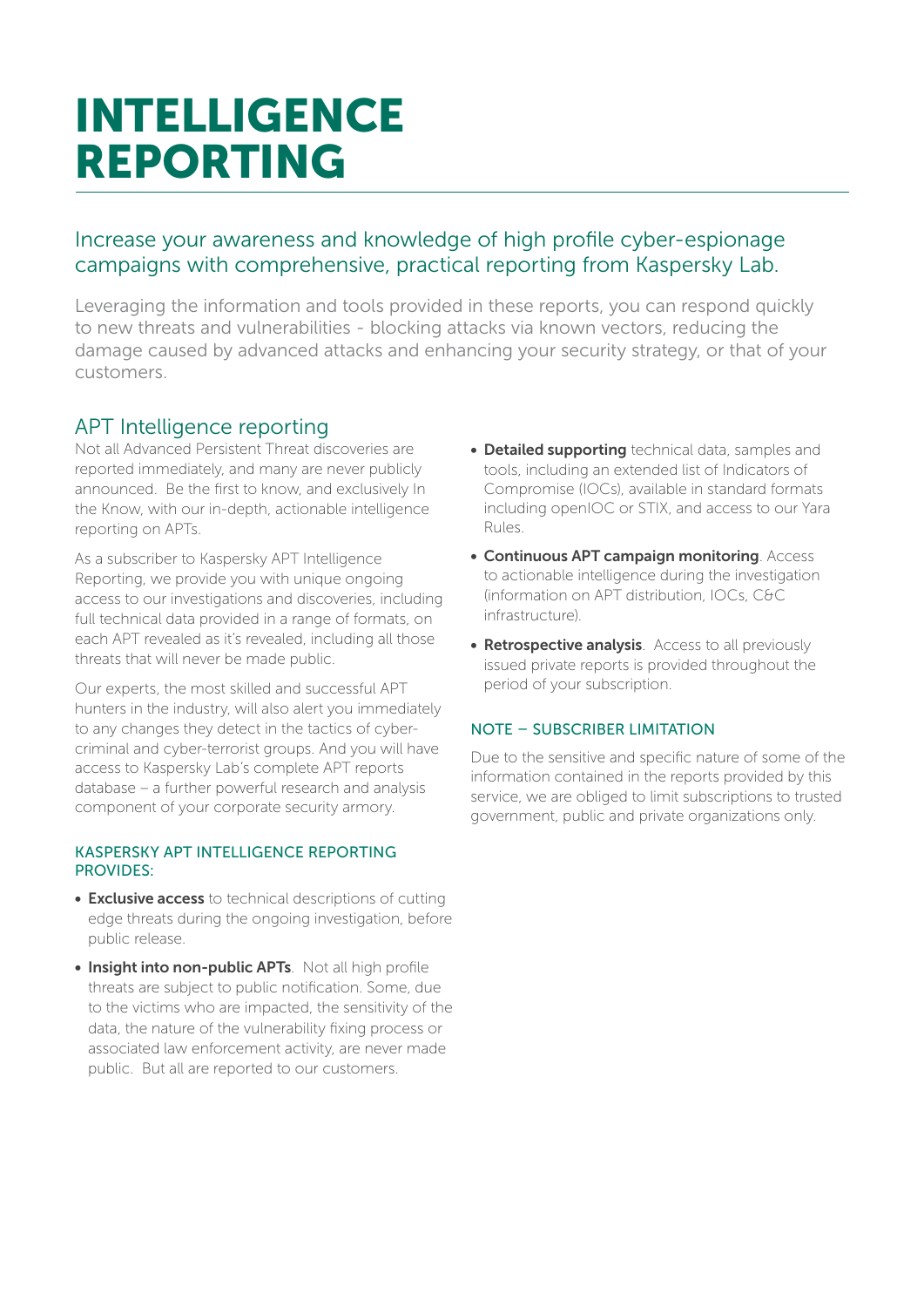# INTELLIGENCE REPORTING

## Increase your awareness and knowledge of high profile cyber-espionage campaigns with comprehensive, practical reporting from Kaspersky Lab.

Leveraging the information and tools provided in these reports, you can respond quickly to new threats and vulnerabilities - blocking attacks via known vectors, reducing the damage caused by advanced attacks and enhancing your security strategy, or that of your customers.

## APT Intelligence reporting

Not all Advanced Persistent Threat discoveries are reported immediately, and many are never publicly announced. Be the first to know, and exclusively In the Know, with our in-depth, actionable intelligence reporting on APTs.

As a subscriber to Kaspersky APT Intelligence Reporting, we provide you with unique ongoing access to our investigations and discoveries, including full technical data provided in a range of formats, on each APT revealed as it's revealed, including all those threats that will never be made public.

Our experts, the most skilled and successful APT hunters in the industry, will also alert you immediately to any changes they detect in the tactics of cyber-criminal and cyber-terrorist groups. And you will have access to Kaspersky Lab's complete APT reports database – a further powerful research and analysis component of your corporate security armory.

### KASPERSKY APT INTELLIGENCE REPORTING PROVIDES:

- **Exclusive access** to technical descriptions of cutting edge threats during the ongoing investigation, before public release.
- **Insight into non-public APTs**. Not all high profile threats are subject to public notification. Some, due to the victims who are impacted, the sensitivity of the data, the nature of the vulnerability fixing process or associated law enforcement activity, are never made public. But all are reported to our customers.
- **Detailed supporting** technical data, samples and tools, including an extended list of Indicators of Compromise (IOCs), available in standard formats including openIOC or STIX, and access to our Yara Rules.
- **Continuous APT campaign monitoring**. Access to actionable intelligence during the investigation (information on APT distribution, IOCs, C&C infrastructure).
- **Retrospective analysis**. Access to all previously issued private reports is provided throughout the period of your subscription.

### NOTE – SUBSCRIBER LIMITATION

Due to the sensitive and specific nature of some of the information contained in the reports provided by this service, we are obliged to limit subscriptions to trusted government, public and private organizations only.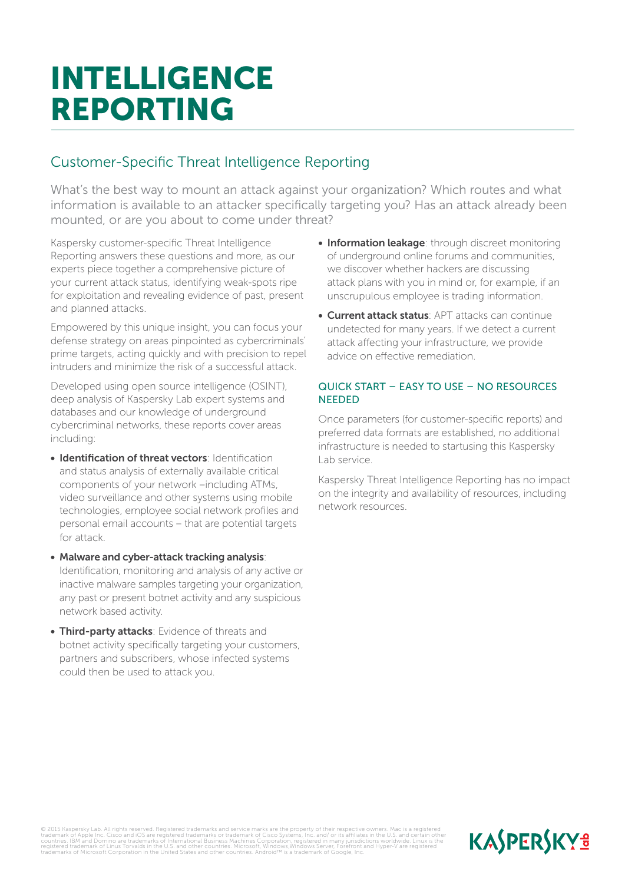# INTELLIGENCE REPORTING

## Customer-Specific Threat Intelligence Reporting

What's the best way to mount an attack against your organization? Which routes and what information is available to an attacker specifically targeting you? Has an attack already been mounted, or are you about to come under threat?

Kaspersky customer-specific Threat Intelligence Reporting answers these questions and more, as our experts piece together a comprehensive picture of your current attack status, identifying weak-spots ripe for exploitation and revealing evidence of past, present and planned attacks.

Empowered by this unique insight, you can focus your defense strategy on areas pinpointed as cybercriminals' prime targets, acting quickly and with precision to repel intruders and minimize the risk of a successful attack.

Developed using open source intelligence (OSINT), deep analysis of Kaspersky Lab expert systems and databases and our knowledge of underground cybercriminal networks, these reports cover areas including:

- **Identification of threat vectors**: Identification and status analysis of externally available critical components of your network –including ATMs, video surveillance and other systems using mobile technologies, employee social network profiles and personal email accounts – that are potential targets for attack.
- **Malware and cyber-attack tracking analysis**: Identification, monitoring and analysis of any active or inactive malware samples targeting your organization, any past or present botnet activity and any suspicious network based activity.
- **Third-party attacks**: Evidence of threats and botnet activity specifically targeting your customers, partners and subscribers, whose infected systems could then be used to attack you.
- **Information leakage**: through discreet monitoring of underground online forums and communities, we discover whether hackers are discussing attack plans with you in mind or, for example, if an unscrupulous employee is trading information.
- **Current attack status**: APT attacks can continue undetected for many years. If we detect a current attack affecting your infrastructure, we provide advice on effective remediation.

### QUICK START – EASY TO USE – NO RESOURCES NEEDED

Once parameters (for customer-specific reports) and preferred data formats are established, no additional infrastructure is needed to startusing this Kaspersky Lab service.

Kaspersky Threat Intelligence Reporting has no impact on the integrity and availability of resources, including network resources.

© 2015 Kaspersky Lab. All rights reserved. Registered trademarks and service marks are the property of their respective owners. Mac is a registered trademark of Apple Inc. Cisco and iOS are registered trademarks or trademark of Cisco Systems, Inc. and/ or its affiliates in the U.S. and certain other countries. IBM and Domino are trademarks of International Business Machines Corporation, registered in many jurisdictions worldwide. Linux is the registered trademark of Linus Torvalds in the U.S. and other countries. Microsoft, Windows,Windows Server, Forefront and Hyper-V are registered trademarks of Microsoft Corporation in the United States and other countries. Android™ is a trademark of Google, Inc.

KASPERSKY lab